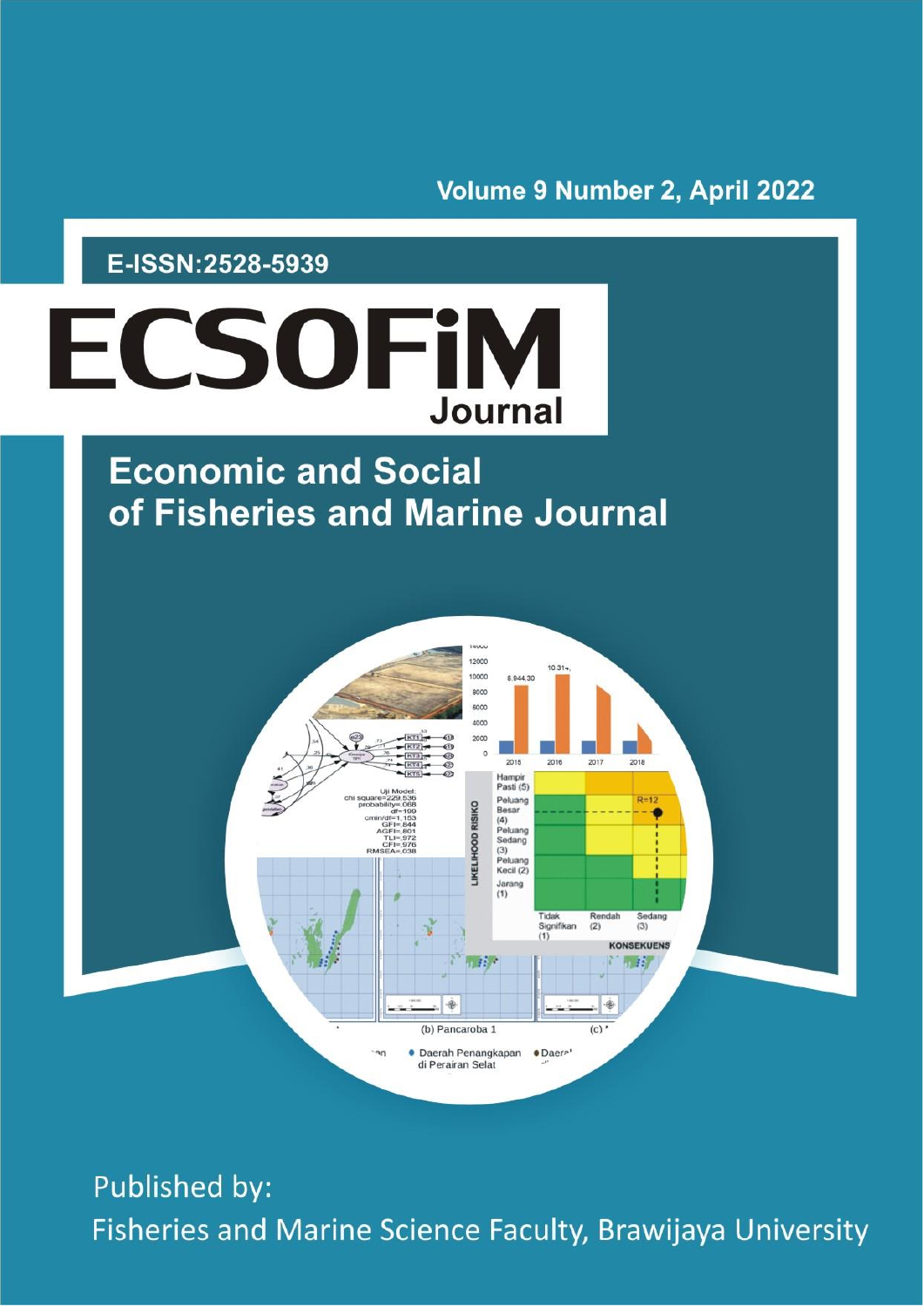Volume 9 Number 2, April 2022

E-ISSN:2528-5939

# ECSOFiM

## Journal

## Economic and Social of Fisheries and Marine Journal

Published by:

Fisheries and Marine Science Faculty, Brawijaya University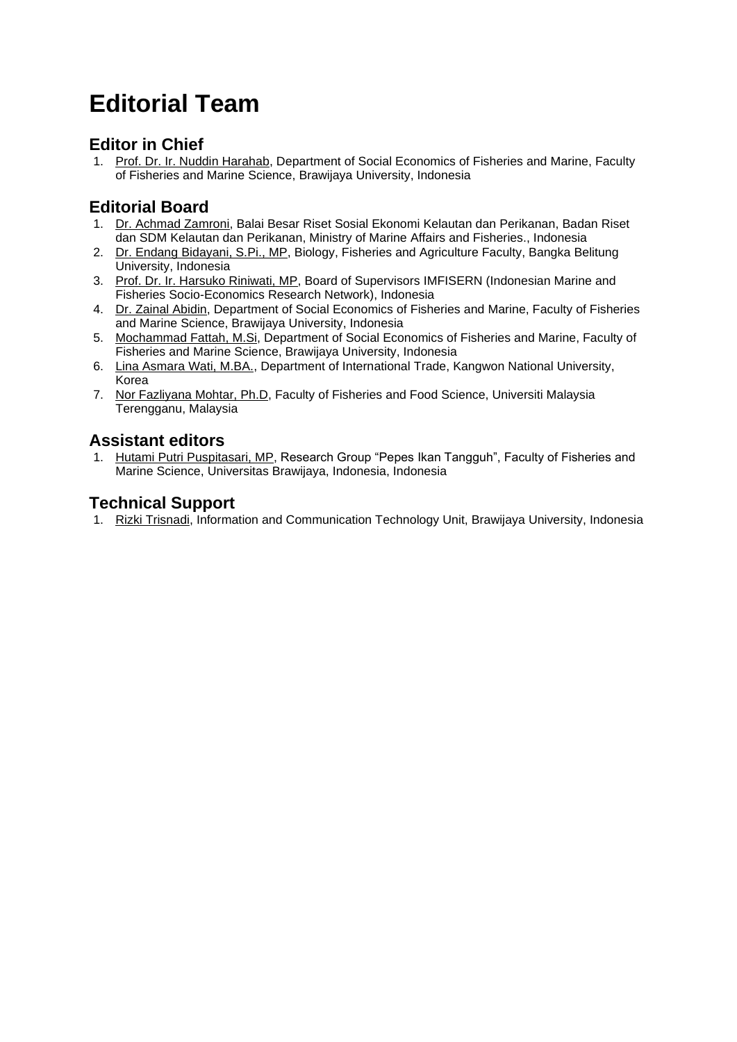# Editorial Team

## Editor in Chief

1. Prof. Dr. Ir. Nuddin Harahab, Department of Social Economics of Fisheries and Marine, Faculty of Fisheries and Marine Science, Brawijaya University, Indonesia

## Editorial Board

1. Dr. Achmad Zamroni, Balai Besar Riset Sosial Ekonomi Kelautan dan Perikanan, Badan Riset dan SDM Kelautan dan Perikanan, Ministry of Marine Affairs and Fisheries., Indonesia
2. Dr. Endang Bidayani, S.Pi., MP, Biology, Fisheries and Agriculture Faculty, Bangka Belitung University, Indonesia
3. Prof. Dr. Ir. Harsuko Riniwati, MP, Board of Supervisors IMFISERN (Indonesian Marine and Fisheries Socio-Economics Research Network), Indonesia
4. Dr. Zainal Abidin, Department of Social Economics of Fisheries and Marine, Faculty of Fisheries and Marine Science, Brawijaya University, Indonesia
5. Mochammad Fattah, M.Si, Department of Social Economics of Fisheries and Marine, Faculty of Fisheries and Marine Science, Brawijaya University, Indonesia
6. Lina Asmara Wati, M.BA., Department of International Trade, Kangwon National University, Korea
7. Nor Fazliyana Mohtar, Ph.D, Faculty of Fisheries and Food Science, Universiti Malaysia Terengganu, Malaysia

## Assistant editors

1. Hutami Putri Puspitasari, MP, Research Group "Pepes Ikan Tangguh", Faculty of Fisheries and Marine Science, Universitas Brawijaya, Indonesia, Indonesia

## Technical Support

1. Rizki Trisnadi, Information and Communication Technology Unit, Brawijaya University, Indonesia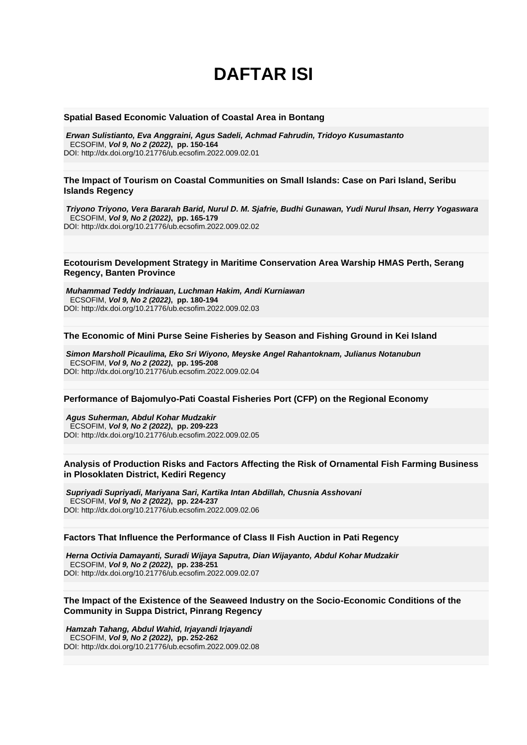# DAFTAR ISI

**Spatial Based Economic Valuation of Coastal Area in Bontang**

***Erwan Sulistianto, Eva Anggraini, Agus Sadeli, Achmad Fahrudin, Tridoyo Kusumastanto***
ECSOFIM, ***Vol 9, No 2 (2022)***, **pp. 150-164**
DOI: http://dx.doi.org/10.21776/ub.ecsofim.2022.009.02.01

**The Impact of Tourism on Coastal Communities on Small Islands: Case on Pari Island, Seribu Islands Regency**

***Triyono Triyono, Vera Bararah Barid, Nurul D. M. Sjafrie, Budhi Gunawan, Yudi Nurul Ihsan, Herry Yogaswara***
ECSOFIM, ***Vol 9, No 2 (2022)***, **pp. 165-179**
DOI: http://dx.doi.org/10.21776/ub.ecsofim.2022.009.02.02

**Ecotourism Development Strategy in Maritime Conservation Area Warship HMAS Perth, Serang Regency, Banten Province**

***Muhammad Teddy Indriauan, Luchman Hakim, Andi Kurniawan***
ECSOFIM, ***Vol 9, No 2 (2022)***, **pp. 180-194**
DOI: http://dx.doi.org/10.21776/ub.ecsofim.2022.009.02.03

**The Economic of Mini Purse Seine Fisheries by Season and Fishing Ground in Kei Island**

***Simon Marsholl Picaulima, Eko Sri Wiyono, Meyske Angel Rahantoknam, Julianus Notanubun***
ECSOFIM, ***Vol 9, No 2 (2022)***, **pp. 195-208**
DOI: http://dx.doi.org/10.21776/ub.ecsofim.2022.009.02.04

**Performance of Bajomulyo-Pati Coastal Fisheries Port (CFP) on the Regional Economy**

***Agus Suherman, Abdul Kohar Mudzakir***
ECSOFIM, ***Vol 9, No 2 (2022)***, **pp. 209-223**
DOI: http://dx.doi.org/10.21776/ub.ecsofim.2022.009.02.05

**Analysis of Production Risks and Factors Affecting the Risk of Ornamental Fish Farming Business in Plosoklaten District, Kediri Regency**

***Supriyadi Supriyadi, Mariyana Sari, Kartika Intan Abdillah, Chusnia Asshovani***
ECSOFIM, ***Vol 9, No 2 (2022)***, **pp. 224-237**
DOI: http://dx.doi.org/10.21776/ub.ecsofim.2022.009.02.06

**Factors That Influence the Performance of Class II Fish Auction in Pati Regency**

***Herna Octivia Damayanti, Suradi Wijaya Saputra, Dian Wijayanto, Abdul Kohar Mudzakir***
ECSOFIM, ***Vol 9, No 2 (2022)***, **pp. 238-251**
DOI: http://dx.doi.org/10.21776/ub.ecsofim.2022.009.02.07

**The Impact of the Existence of the Seaweed Industry on the Socio-Economic Conditions of the Community in Suppa District, Pinrang Regency**

***Hamzah Tahang, Abdul Wahid, Irjayandi Irjayandi***
ECSOFIM, ***Vol 9, No 2 (2022)***, **pp. 252-262**
DOI: http://dx.doi.org/10.21776/ub.ecsofim.2022.009.02.08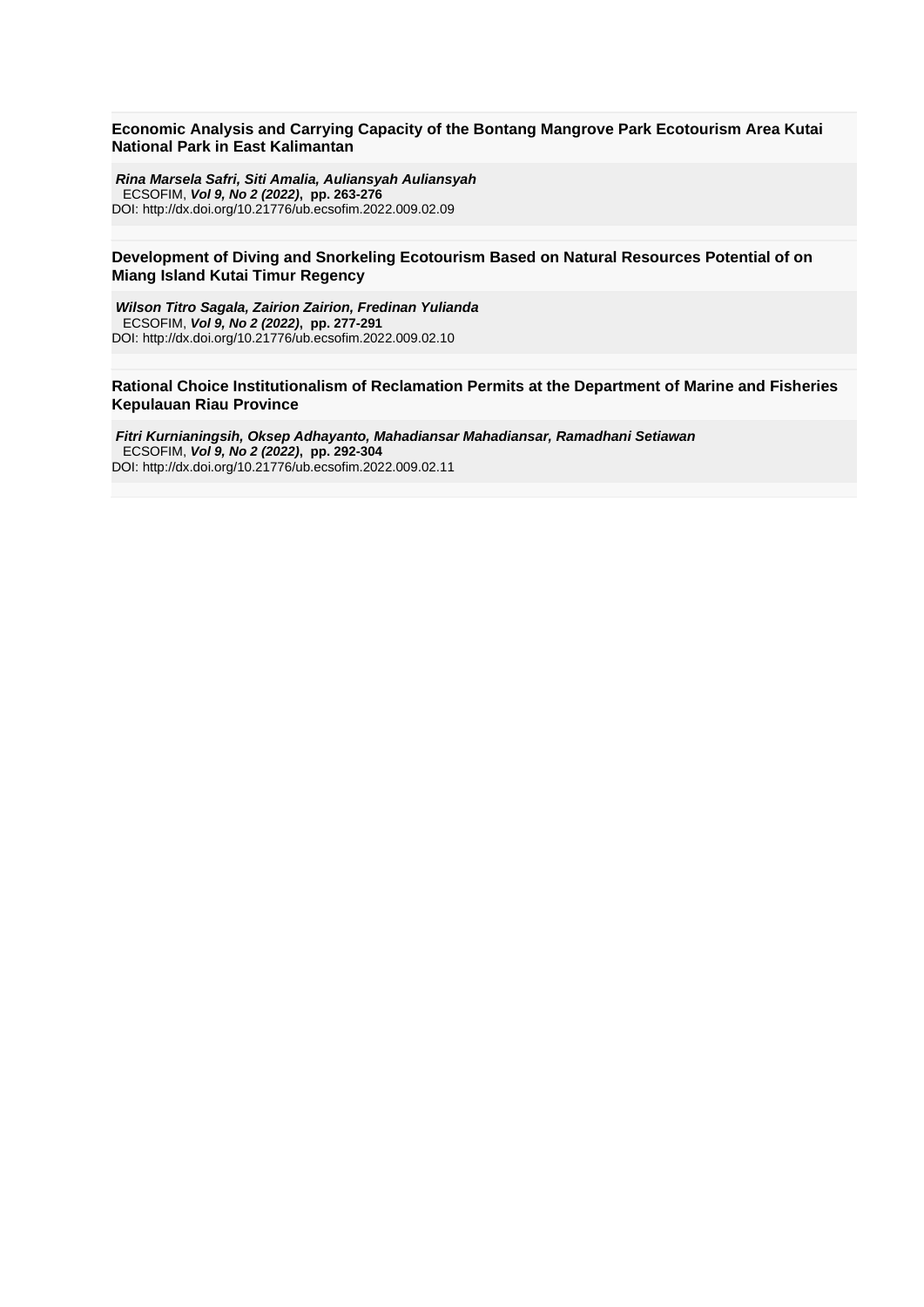**Economic Analysis and Carrying Capacity of the Bontang Mangrove Park Ecotourism Area Kutai National Park in East Kalimantan**

***Rina Marsela Safri, Siti Amalia, Auliansyah Auliansyah***
ECSOFIM, ***Vol 9, No 2 (2022)***, **pp. 263-276**
DOI: http://dx.doi.org/10.21776/ub.ecsofim.2022.009.02.09

**Development of Diving and Snorkeling Ecotourism Based on Natural Resources Potential of on Miang Island Kutai Timur Regency**

***Wilson Titro Sagala, Zairion Zairion, Fredinan Yulianda***
ECSOFIM, ***Vol 9, No 2 (2022)***, **pp. 277-291**
DOI: http://dx.doi.org/10.21776/ub.ecsofim.2022.009.02.10

**Rational Choice Institutionalism of Reclamation Permits at the Department of Marine and Fisheries Kepulauan Riau Province**

***Fitri Kurnianingsih, Oksep Adhayanto, Mahadiansar Mahadiansar, Ramadhani Setiawan***
ECSOFIM, ***Vol 9, No 2 (2022)***, **pp. 292-304**
DOI: http://dx.doi.org/10.21776/ub.ecsofim.2022.009.02.11